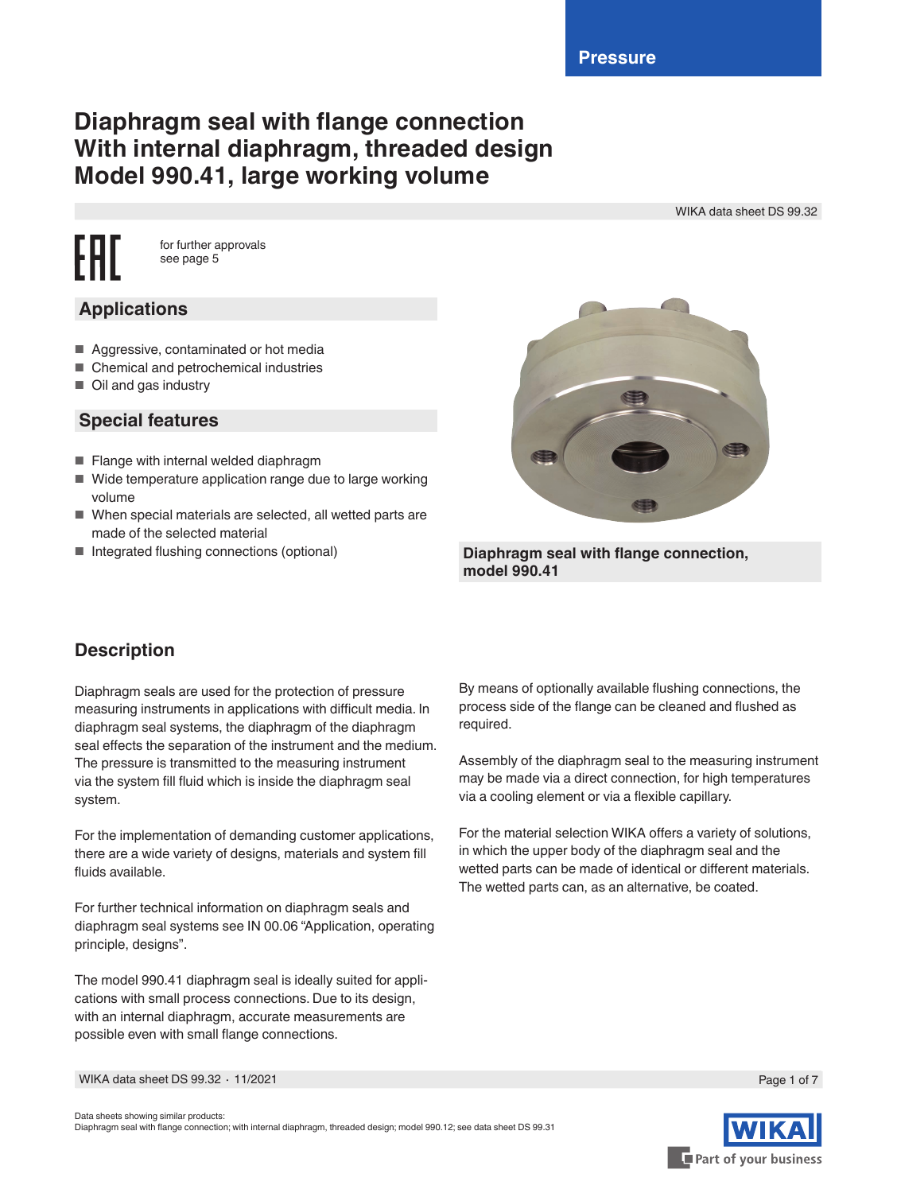Pressure

# Diaphragm seal with flange connection With internal diaphragm, threaded design Model 990.41, large working volume

WIKA data sheet DS 99.32

for further approvals see page 5

## Applications

- Aggressive, contaminated or hot media
- Chemical and petrochemical industries
- Oil and gas industry

## Special features

- Flange with internal welded diaphragm
- Wide temperature application range due to large working volume
- When special materials are selected, all wetted parts are made of the selected material
- Integrated flushing connections (optional)

**Diaphragm seal with flange connection, model 990.41**

## Description

Diaphragm seals are used for the protection of pressure measuring instruments in applications with difficult media. In diaphragm seal systems, the diaphragm of the diaphragm seal effects the separation of the instrument and the medium. The pressure is transmitted to the measuring instrument via the system fill fluid which is inside the diaphragm seal system.

For the implementation of demanding customer applications, there are a wide variety of designs, materials and system fill fluids available.

For further technical information on diaphragm seals and diaphragm seal systems see IN 00.06 “Application, operating principle, designs”.

The model 990.41 diaphragm seal is ideally suited for applications with small process connections. Due to its design, with an internal diaphragm, accurate measurements are possible even with small flange connections.

By means of optionally available flushing connections, the process side of the flange can be cleaned and flushed as required.

Assembly of the diaphragm seal to the measuring instrument may be made via a direct connection, for high temperatures via a cooling element or via a flexible capillary.

For the material selection WIKA offers a variety of solutions, in which the upper body of the diaphragm seal and the wetted parts can be made of identical or different materials. The wetted parts can, as an alternative, be coated.

Data sheets showing similar products:
Diaphragm seal with flange connection; with internal diaphragm, threaded design; model 990.12; see data sheet DS 99.31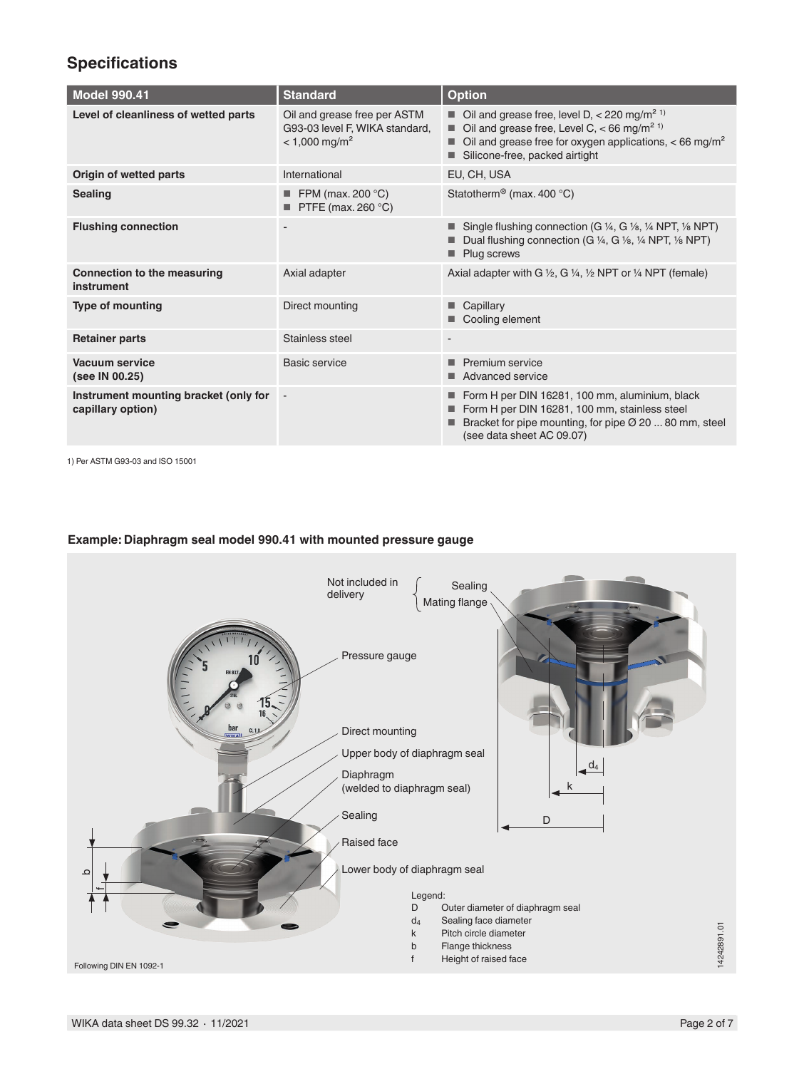## Specifications

| Model 990.41 | Standard | Option |
|---|---|---|
| **Level of cleanliness of wetted parts** | Oil and grease free per ASTM G93-03 level F, WIKA standard, < 1,000 mg/m² | ■ Oil and grease free, level D, < 220 mg/m² [1]<br>■ Oil and grease free, Level C, < 66 mg/m² [1]<br>■ Oil and grease free for oxygen applications, < 66 mg/m²<br>■ Silicone-free, packed airtight |
| **Origin of wetted parts** | International | EU, CH, USA |
| **Sealing** | ■ FPM (max. 200 °C)<br>■ PTFE (max. 260 °C) | Statotherm® (max. 400 °C) |
| **Flushing connection** | - | ■ Single flushing connection (G ¼, G ⅛, ¼ NPT, ⅛ NPT)<br>■ Dual flushing connection (G ¼, G ⅛, ¼ NPT, ⅛ NPT)<br>■ Plug screws |
| **Connection to the measuring instrument** | Axial adapter | Axial adapter with G ½, G ¼, ½ NPT or ¼ NPT (female) |
| **Type of mounting** | Direct mounting | ■ Capillary<br>■ Cooling element |
| **Retainer parts** | Stainless steel | - |
| **Vacuum service (see IN 00.25)** | Basic service | ■ Premium service<br>■ Advanced service |
| **Instrument mounting bracket (only for capillary option)** | - | ■ Form H per DIN 16281, 100 mm, aluminium, black<br>■ Form H per DIN 16281, 100 mm, stainless steel<br>■ Bracket for pipe mounting, for pipe Ø 20 ... 80 mm, steel (see data sheet AC 09.07) |

1) Per ASTM G93-03 and ISO 15001

**Example: Diaphragm seal model 990.41 with mounted pressure gauge**

Not included in delivery: Sealing, Mating flange

Pressure gauge

Direct mounting

Upper body of diaphragm seal

Diaphragm (welded to diaphragm seal)

Sealing

Raised face

Lower body of diaphragm seal

Legend:

| | |
|---|---|
| D | Outer diameter of diaphragm seal |
| $d_4$ | Sealing face diameter |
| k | Pitch circle diameter |
| b | Flange thickness |
| f | Height of raised face |

Following DIN EN 1092-1

14242891.01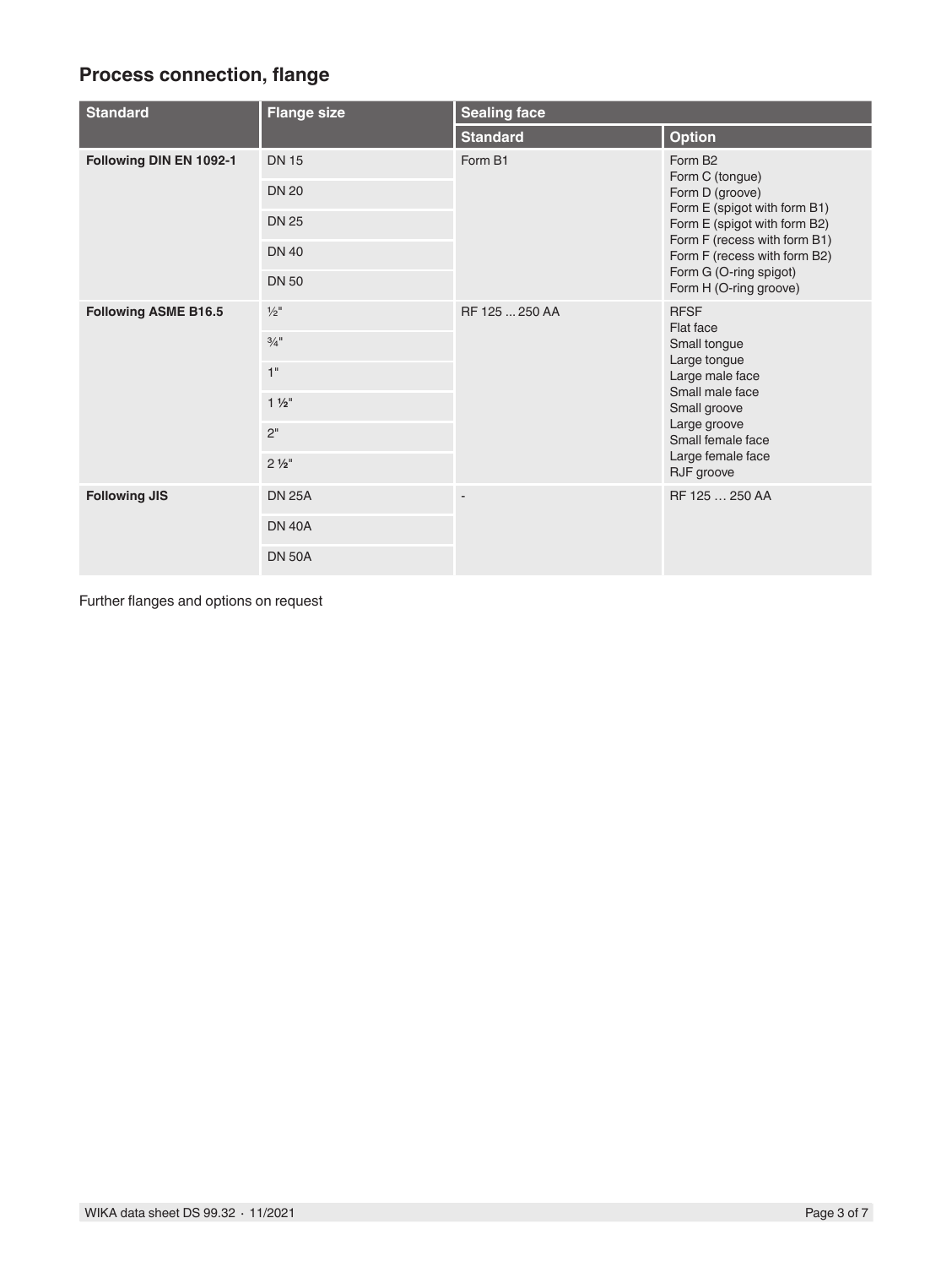## Process connection, flange

| Standard | Flange size | Sealing face | |
|---|---|---|---|
| | | Standard | Option |
| **Following DIN EN 1092-1** | DN 15<br>DN 20<br>DN 25<br>DN 40<br>DN 50 | Form B1 | Form B2<br>Form C (tongue)<br>Form D (groove)<br>Form E (spigot with form B1)<br>Form E (spigot with form B2)<br>Form F (recess with form B1)<br>Form F (recess with form B2)<br>Form G (O-ring spigot)<br>Form H (O-ring groove) |
| **Following ASME B16.5** | ½"<br>¾"<br>1"<br>1 ½"<br>2"<br>2 ½" | RF 125 ... 250 AA | RFSF<br>Flat face<br>Small tongue<br>Large tongue<br>Large male face<br>Small male face<br>Small groove<br>Large groove<br>Small female face<br>Large female face<br>RJF groove |
| **Following JIS** | DN 25A<br>DN 40A<br>DN 50A | - | RF 125 … 250 AA |

Further flanges and options on request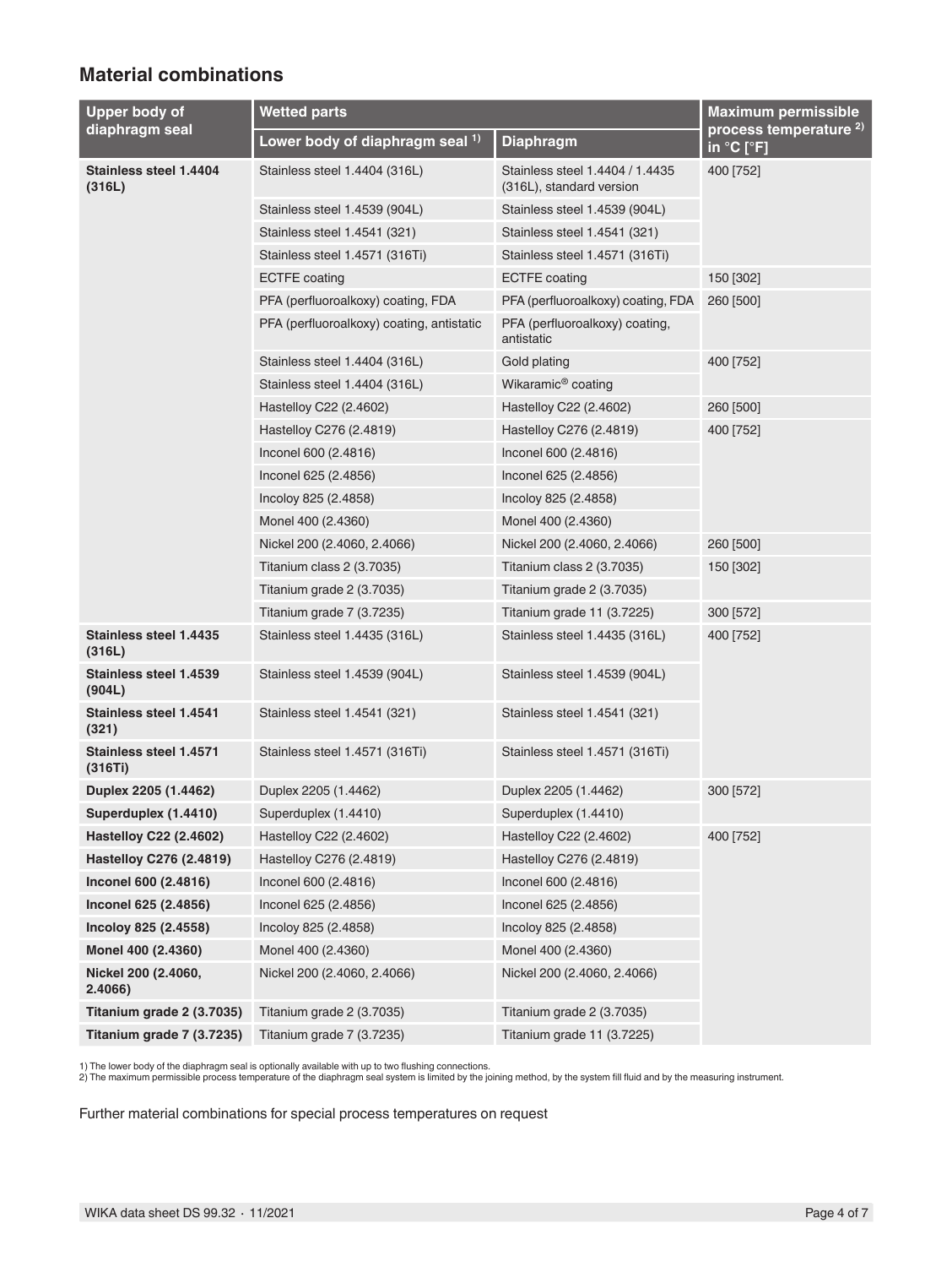## Material combinations

| Upper body of diaphragm seal | Wetted parts | | Maximum permissible process temperature [2] in °C [°F] |
|---|---|---|---|
| | Lower body of diaphragm seal [1] | Diaphragm | |
| **Stainless steel 1.4404 (316L)** | Stainless steel 1.4404 (316L) | Stainless steel 1.4404 / 1.4435 (316L), standard version | 400 [752] |
| | Stainless steel 1.4539 (904L) | Stainless steel 1.4539 (904L) | |
| | Stainless steel 1.4541 (321) | Stainless steel 1.4541 (321) | |
| | Stainless steel 1.4571 (316Ti) | Stainless steel 1.4571 (316Ti) | |
| | ECTFE coating | ECTFE coating | 150 [302] |
| | PFA (perfluoroalkoxy) coating, FDA | PFA (perfluoroalkoxy) coating, FDA | 260 [500] |
| | PFA (perfluoroalkoxy) coating, antistatic | PFA (perfluoroalkoxy) coating, antistatic | |
| | Stainless steel 1.4404 (316L) | Gold plating | 400 [752] |
| | Stainless steel 1.4404 (316L) | Wikaramic® coating | |
| | Hastelloy C22 (2.4602) | Hastelloy C22 (2.4602) | 260 [500] |
| | Hastelloy C276 (2.4819) | Hastelloy C276 (2.4819) | 400 [752] |
| | Inconel 600 (2.4816) | Inconel 600 (2.4816) | |
| | Inconel 625 (2.4856) | Inconel 625 (2.4856) | |
| | Incoloy 825 (2.4858) | Incoloy 825 (2.4858) | |
| | Monel 400 (2.4360) | Monel 400 (2.4360) | |
| | Nickel 200 (2.4060, 2.4066) | Nickel 200 (2.4060, 2.4066) | 260 [500] |
| | Titanium class 2 (3.7035) | Titanium class 2 (3.7035) | 150 [302] |
| | Titanium grade 2 (3.7035) | Titanium grade 2 (3.7035) | |
| | Titanium grade 7 (3.7235) | Titanium grade 11 (3.7225) | 300 [572] |
| **Stainless steel 1.4435 (316L)** | Stainless steel 1.4435 (316L) | Stainless steel 1.4435 (316L) | 400 [752] |
| **Stainless steel 1.4539 (904L)** | Stainless steel 1.4539 (904L) | Stainless steel 1.4539 (904L) | |
| **Stainless steel 1.4541 (321)** | Stainless steel 1.4541 (321) | Stainless steel 1.4541 (321) | |
| **Stainless steel 1.4571 (316Ti)** | Stainless steel 1.4571 (316Ti) | Stainless steel 1.4571 (316Ti) | |
| **Duplex 2205 (1.4462)** | Duplex 2205 (1.4462) | Duplex 2205 (1.4462) | 300 [572] |
| **Superduplex (1.4410)** | Superduplex (1.4410) | Superduplex (1.4410) | |
| **Hastelloy C22 (2.4602)** | Hastelloy C22 (2.4602) | Hastelloy C22 (2.4602) | 400 [752] |
| **Hastelloy C276 (2.4819)** | Hastelloy C276 (2.4819) | Hastelloy C276 (2.4819) | |
| **Inconel 600 (2.4816)** | Inconel 600 (2.4816) | Inconel 600 (2.4816) | |
| **Inconel 625 (2.4856)** | Inconel 625 (2.4856) | Inconel 625 (2.4856) | |
| **Incoloy 825 (2.4558)** | Incoloy 825 (2.4858) | Incoloy 825 (2.4858) | |
| **Monel 400 (2.4360)** | Monel 400 (2.4360) | Monel 400 (2.4360) | |
| **Nickel 200 (2.4060, 2.4066)** | Nickel 200 (2.4060, 2.4066) | Nickel 200 (2.4060, 2.4066) | |
| **Titanium grade 2 (3.7035)** | Titanium grade 2 (3.7035) | Titanium grade 2 (3.7035) | |
| **Titanium grade 7 (3.7235)** | Titanium grade 7 (3.7235) | Titanium grade 11 (3.7225) | |

1) The lower body of the diaphragm seal is optionally available with up to two flushing connections.
2) The maximum permissible process temperature of the diaphragm seal system is limited by the joining method, by the system fill fluid and by the measuring instrument.

Further material combinations for special process temperatures on request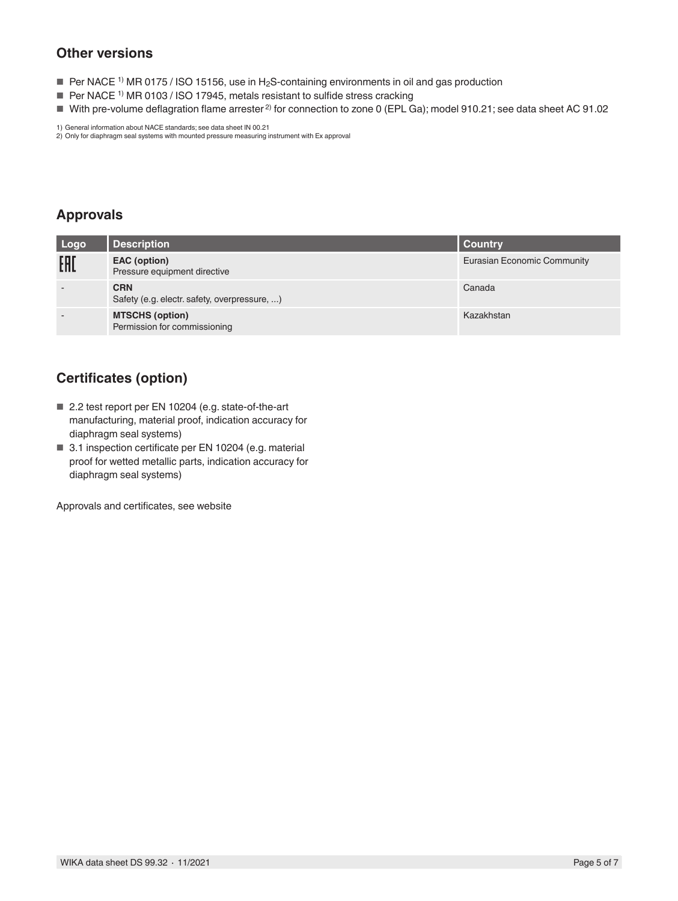## Other versions

- Per NACE [1] MR 0175 / ISO 15156, use in $H_2S$-containing environments in oil and gas production
- Per NACE [1] MR 0103 / ISO 17945, metals resistant to sulfide stress cracking
- With pre-volume deflagration flame arrester [2] for connection to zone 0 (EPL Ga); model 910.21; see data sheet AC 91.02

1) General information about NACE standards; see data sheet IN 00.21
2) Only for diaphragm seal systems with mounted pressure measuring instrument with Ex approval

## Approvals

| Logo | Description | Country |
|---|---|---|
| EAC | **EAC (option)**<br>Pressure equipment directive | Eurasian Economic Community |
| - | **CRN**<br>Safety (e.g. electr. safety, overpressure, ...) | Canada |
| - | **MTSCHS (option)**<br>Permission for commissioning | Kazakhstan |

## Certificates (option)

- 2.2 test report per EN 10204 (e.g. state-of-the-art manufacturing, material proof, indication accuracy for diaphragm seal systems)
- 3.1 inspection certificate per EN 10204 (e.g. material proof for wetted metallic parts, indication accuracy for diaphragm seal systems)

Approvals and certificates, see website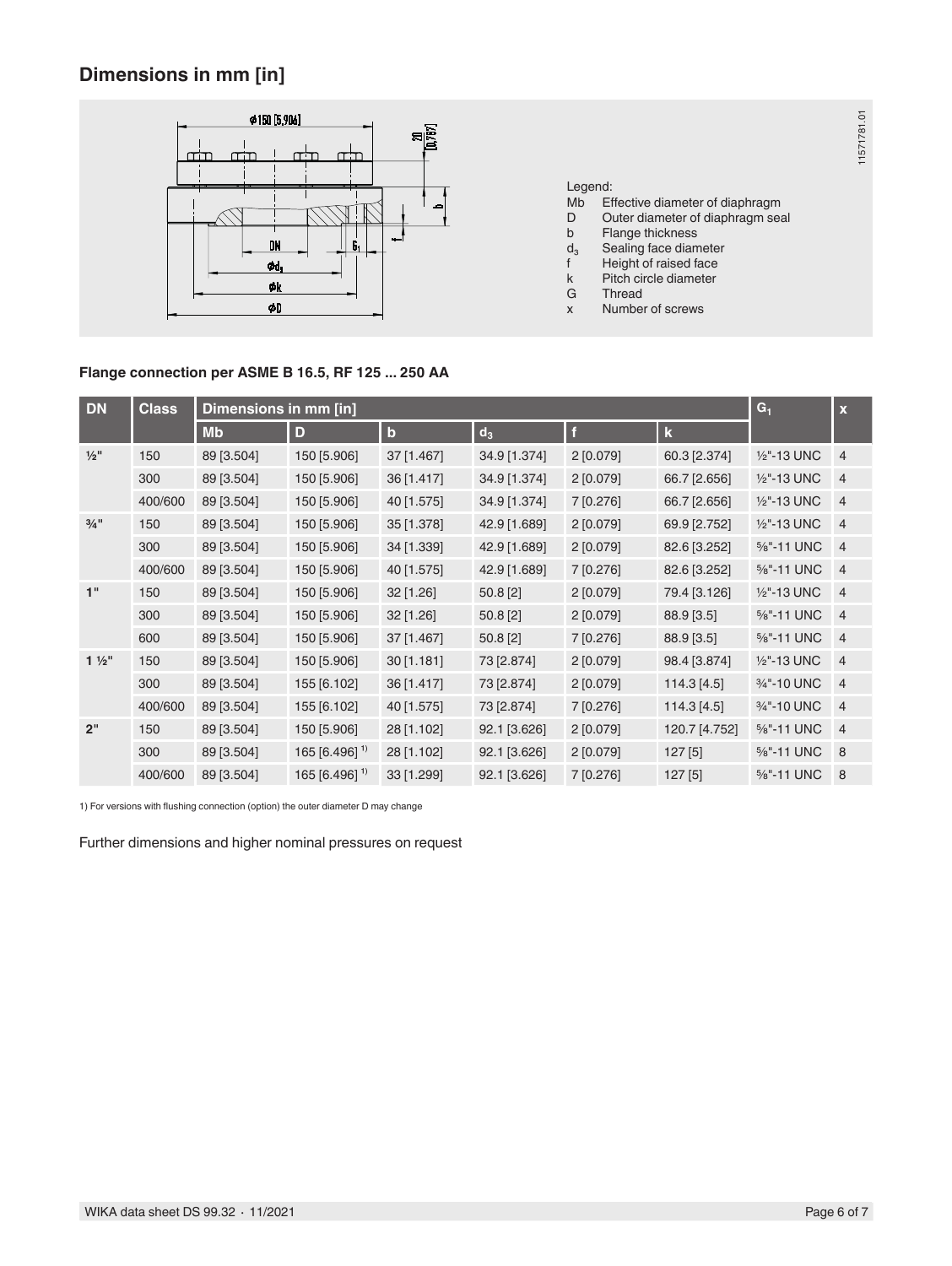## Dimensions in mm [in]

Legend:
- Mb Effective diameter of diaphragm
- D Outer diameter of diaphragm seal
- b Flange thickness
- $d_3$ Sealing face diameter
- f Height of raised face
- k Pitch circle diameter
- G Thread
- x Number of screws

**Flange connection per ASME B 16.5, RF 125 ... 250 AA**

| DN | Class | Dimensions in mm [in] | | | | | | $G_1$ | x |
|---|---|---|---|---|---|---|---|---|---|
| | | Mb | D | b | $d_3$ | f | k | | |
| ½" | 150 | 89 [3.504] | 150 [5.906] | 37 [1.467] | 34.9 [1.374] | 2 [0.079] | 60.3 [2.374] | ½"-13 UNC | 4 |
| | 300 | 89 [3.504] | 150 [5.906] | 36 [1.417] | 34.9 [1.374] | 2 [0.079] | 66.7 [2.656] | ½"-13 UNC | 4 |
| | 400/600 | 89 [3.504] | 150 [5.906] | 40 [1.575] | 34.9 [1.374] | 7 [0.276] | 66.7 [2.656] | ½"-13 UNC | 4 |
| ¾" | 150 | 89 [3.504] | 150 [5.906] | 35 [1.378] | 42.9 [1.689] | 2 [0.079] | 69.9 [2.752] | ½"-13 UNC | 4 |
| | 300 | 89 [3.504] | 150 [5.906] | 34 [1.339] | 42.9 [1.689] | 2 [0.079] | 82.6 [3.252] | ⅝"-11 UNC | 4 |
| | 400/600 | 89 [3.504] | 150 [5.906] | 40 [1.575] | 42.9 [1.689] | 7 [0.276] | 82.6 [3.252] | ⅝"-11 UNC | 4 |
| 1" | 150 | 89 [3.504] | 150 [5.906] | 32 [1.26] | 50.8 [2] | 2 [0.079] | 79.4 [3.126] | ½"-13 UNC | 4 |
| | 300 | 89 [3.504] | 150 [5.906] | 32 [1.26] | 50.8 [2] | 2 [0.079] | 88.9 [3.5] | ⅝"-11 UNC | 4 |
| | 600 | 89 [3.504] | 150 [5.906] | 37 [1.467] | 50.8 [2] | 7 [0.276] | 88.9 [3.5] | ⅝"-11 UNC | 4 |
| 1 ½" | 150 | 89 [3.504] | 150 [5.906] | 30 [1.181] | 73 [2.874] | 2 [0.079] | 98.4 [3.874] | ½"-13 UNC | 4 |
| | 300 | 89 [3.504] | 155 [6.102] | 36 [1.417] | 73 [2.874] | 2 [0.079] | 114.3 [4.5] | ¾"-10 UNC | 4 |
| | 400/600 | 89 [3.504] | 155 [6.102] | 40 [1.575] | 73 [2.874] | 7 [0.276] | 114.3 [4.5] | ¾"-10 UNC | 4 |
| 2" | 150 | 89 [3.504] | 150 [5.906] | 28 [1.102] | 92.1 [3.626] | 2 [0.079] | 120.7 [4.752] | ⅝"-11 UNC | 4 |
| | 300 | 89 [3.504] | 165 [6.496] [1] | 28 [1.102] | 92.1 [3.626] | 2 [0.079] | 127 [5] | ⅝"-11 UNC | 8 |
| | 400/600 | 89 [3.504] | 165 [6.496] [1] | 33 [1.299] | 92.1 [3.626] | 7 [0.276] | 127 [5] | ⅝"-11 UNC | 8 |

1) For versions with flushing connection (option) the outer diameter D may change

Further dimensions and higher nominal pressures on request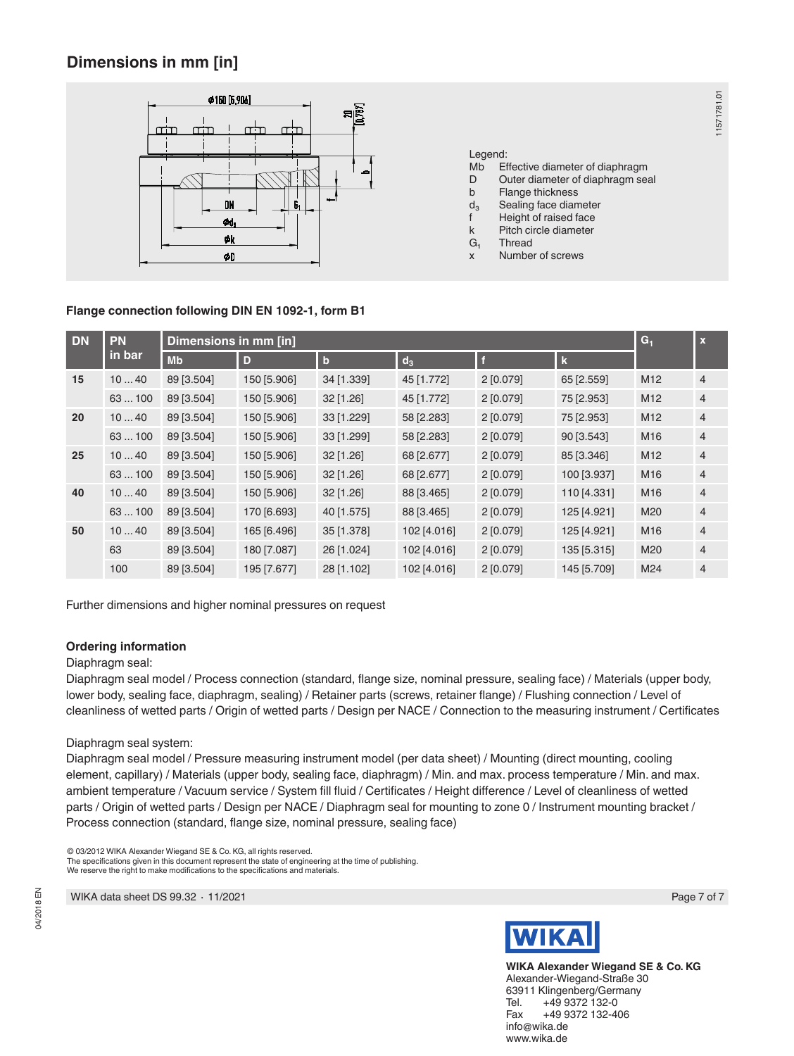## Dimensions in mm [in]

Legend:

- Mb Effective diameter of diaphragm
- D Outer diameter of diaphragm seal
- b Flange thickness
- $d_3$ Sealing face diameter
- f Height of raised face
- k Pitch circle diameter
- $G_1$ Thread
- x Number of screws

**Flange connection following DIN EN 1092-1, form B1**

| DN | PN in bar | Dimensions in mm [in] | | | | | | $G_1$ | x |
|---|---|---|---|---|---|---|---|---|---|
| | | Mb | D | b | $d_3$ | f | k | | |
| 15 | 10 ... 40 | 89 [3.504] | 150 [5.906] | 34 [1.339] | 45 [1.772] | 2 [0.079] | 65 [2.559] | M12 | 4 |
| | 63 ... 100 | 89 [3.504] | 150 [5.906] | 32 [1.26] | 45 [1.772] | 2 [0.079] | 75 [2.953] | M12 | 4 |
| 20 | 10 ... 40 | 89 [3.504] | 150 [5.906] | 33 [1.229] | 58 [2.283] | 2 [0.079] | 75 [2.953] | M12 | 4 |
| | 63 ... 100 | 89 [3.504] | 150 [5.906] | 33 [1.299] | 58 [2.283] | 2 [0.079] | 90 [3.543] | M16 | 4 |
| 25 | 10 ... 40 | 89 [3.504] | 150 [5.906] | 32 [1.26] | 68 [2.677] | 2 [0.079] | 85 [3.346] | M12 | 4 |
| | 63 ... 100 | 89 [3.504] | 150 [5.906] | 32 [1.26] | 68 [2.677] | 2 [0.079] | 100 [3.937] | M16 | 4 |
| 40 | 10 ... 40 | 89 [3.504] | 150 [5.906] | 32 [1.26] | 88 [3.465] | 2 [0.079] | 110 [4.331] | M16 | 4 |
| | 63 ... 100 | 89 [3.504] | 170 [6.693] | 40 [1.575] | 88 [3.465] | 2 [0.079] | 125 [4.921] | M20 | 4 |
| 50 | 10 ... 40 | 89 [3.504] | 165 [6.496] | 35 [1.378] | 102 [4.016] | 2 [0.079] | 125 [4.921] | M16 | 4 |
| | 63 | 89 [3.504] | 180 [7.087] | 26 [1.024] | 102 [4.016] | 2 [0.079] | 135 [5.315] | M20 | 4 |
| | 100 | 89 [3.504] | 195 [7.677] | 28 [1.102] | 102 [4.016] | 2 [0.079] | 145 [5.709] | M24 | 4 |

Further dimensions and higher nominal pressures on request

### Ordering information

Diaphragm seal:

Diaphragm seal model / Process connection (standard, flange size, nominal pressure, sealing face) / Materials (upper body, lower body, sealing face, diaphragm, sealing) / Retainer parts (screws, retainer flange) / Flushing connection / Level of cleanliness of wetted parts / Origin of wetted parts / Design per NACE / Connection to the measuring instrument / Certificates

Diaphragm seal system:

Diaphragm seal model / Pressure measuring instrument model (per data sheet) / Mounting (direct mounting, cooling element, capillary) / Materials (upper body, sealing face, diaphragm) / Min. and max. process temperature / Min. and max. ambient temperature / Vacuum service / System fill fluid / Certificates / Height difference / Level of cleanliness of wetted parts / Origin of wetted parts / Design per NACE / Diaphragm seal for mounting to zone 0 / Instrument mounting bracket / Process connection (standard, flange size, nominal pressure, sealing face)

© 03/2012 WIKA Alexander Wiegand SE & Co. KG, all rights reserved.
The specifications given in this document represent the state of engineering at the time of publishing.
We reserve the right to make modifications to the specifications and materials.

WIKA Alexander Wiegand SE & Co. KG
Alexander-Wiegand-Straße 30
63911 Klingenberg/Germany
Tel. +49 9372 132-0
Fax +49 9372 132-406
info@wika.de
www.wika.de